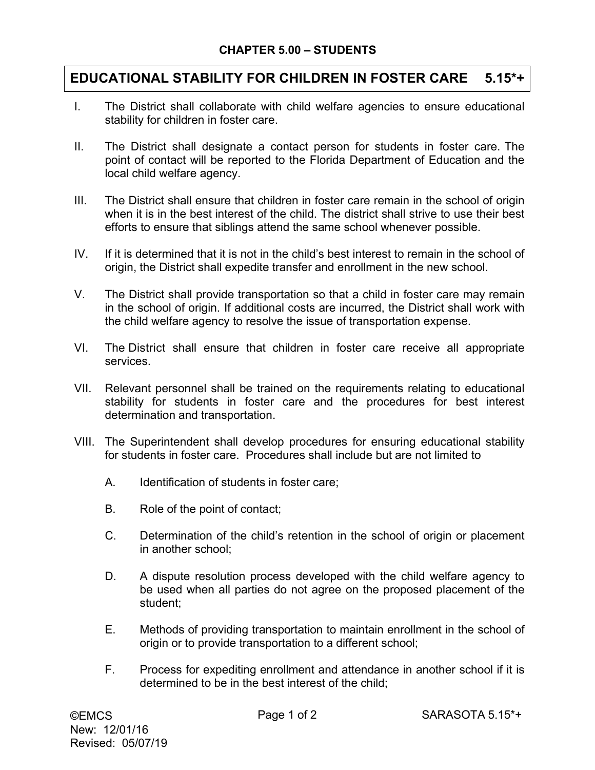## CHAPTER 5.00 – STUDENTS

## EDUCATIONAL STABILITY FOR CHILDREN IN FOSTER CARE 5.15*+

I. The District shall collaborate with child welfare agencies to ensure educational stability for children in foster care.

II. The District shall designate a contact person for students in foster care. The point of contact will be reported to the Florida Department of Education and the local child welfare agency.

III. The District shall ensure that children in foster care remain in the school of origin when it is in the best interest of the child. The district shall strive to use their best efforts to ensure that siblings attend the same school whenever possible.

IV. If it is determined that it is not in the child's best interest to remain in the school of origin, the District shall expedite transfer and enrollment in the new school.

V. The District shall provide transportation so that a child in foster care may remain in the school of origin. If additional costs are incurred, the District shall work with the child welfare agency to resolve the issue of transportation expense.

VI. The District shall ensure that children in foster care receive all appropriate services.

VII. Relevant personnel shall be trained on the requirements relating to educational stability for students in foster care and the procedures for best interest determination and transportation.

VIII. The Superintendent shall develop procedures for ensuring educational stability for students in foster care. Procedures shall include but are not limited to

   A. Identification of students in foster care;

   B. Role of the point of contact;

   C. Determination of the child's retention in the school of origin or placement in another school;

   D. A dispute resolution process developed with the child welfare agency to be used when all parties do not agree on the proposed placement of the student;

   E. Methods of providing transportation to maintain enrollment in the school of origin or to provide transportation to a different school;

   F. Process for expediting enrollment and attendance in another school if it is determined to be in the best interest of the child;

©EMCS
New: 12/01/16
Revised: 05/07/19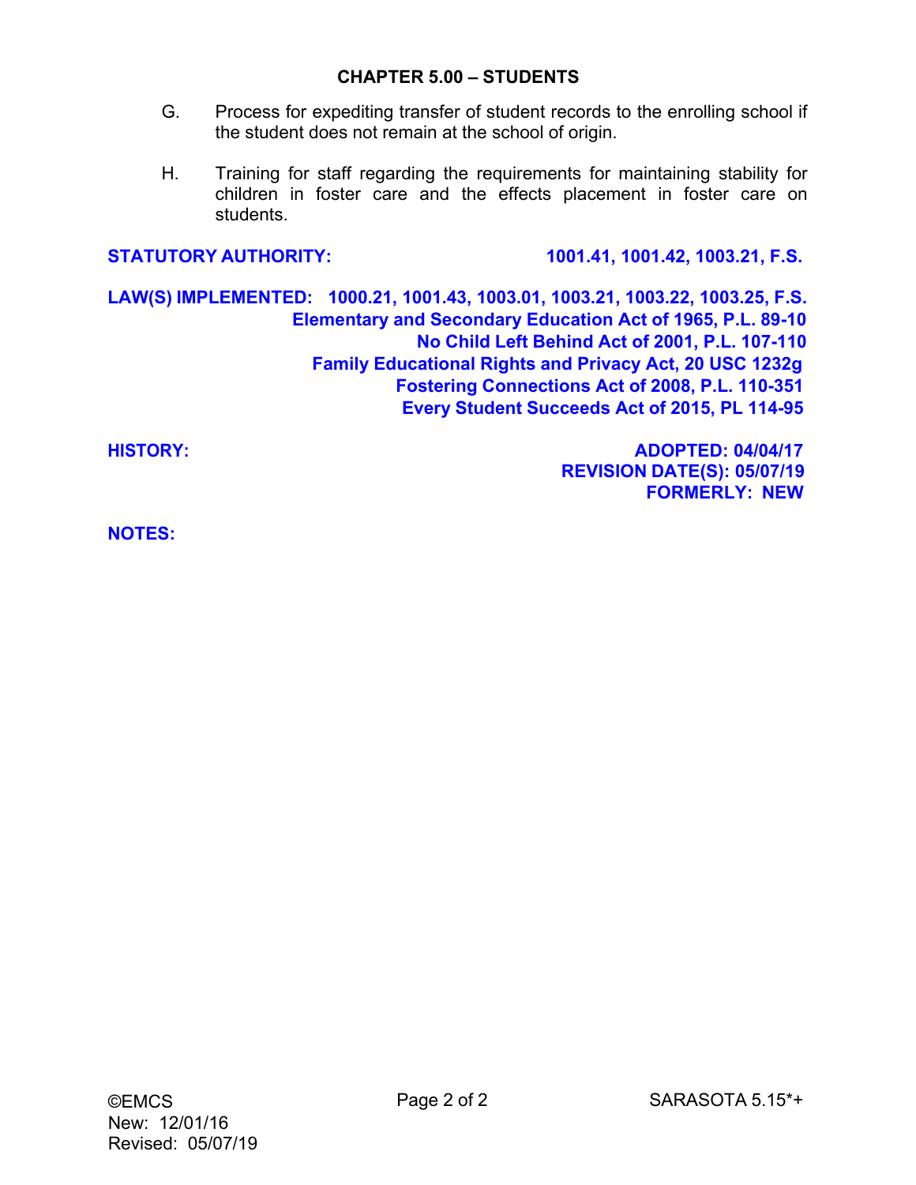G. Process for expediting transfer of student records to the enrolling school if the student does not remain at the school of origin.

H. Training for staff regarding the requirements for maintaining stability for children in foster care and the effects placement in foster care on students.

**STATUTORY AUTHORITY:** **1001.41, 1001.42, 1003.21, F.S.**

**LAW(S) IMPLEMENTED:** **1000.21, 1001.43, 1003.01, 1003.21, 1003.22, 1003.25, F.S.**
**Elementary and Secondary Education Act of 1965, P.L. 89-10**
**No Child Left Behind Act of 2001, P.L. 107-110**
**Family Educational Rights and Privacy Act, 20 USC 1232g**
**Fostering Connections Act of 2008, P.L. 110-351**
**Every Student Succeeds Act of 2015, PL 114-95**

**HISTORY:** **ADOPTED: 04/04/17**
**REVISION DATE(S): 05/07/19**
**FORMERLY: NEW**

**NOTES:**

©EMCS
New: 12/01/16
Revised: 05/07/19

SARASOTA 5.15*+